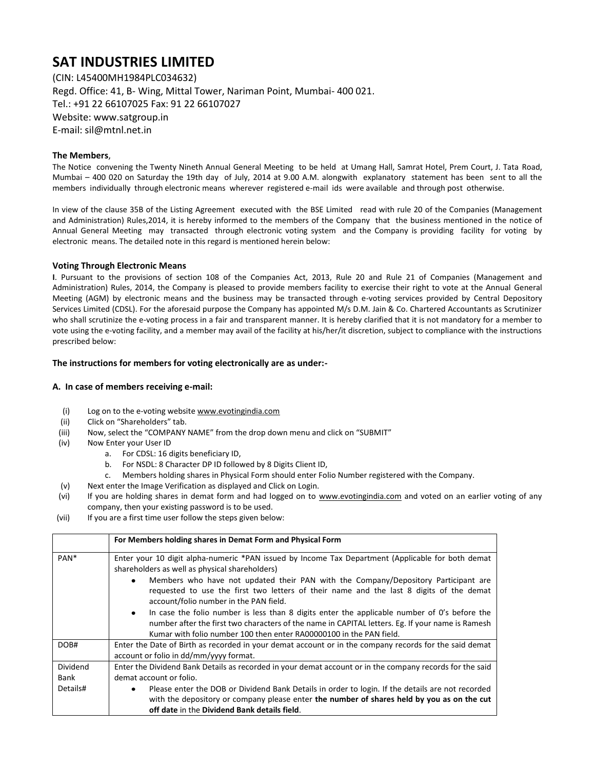# SAT INDUSTRIES LIMITED

(CIN: L45400MH1984PLC034632)
Regd. Office: 41, B- Wing, Mittal Tower, Nariman Point, Mumbai- 400 021.
Tel.: +91 22 66107025 Fax: 91 22 66107027
Website: www.satgroup.in
E-mail: sil@mtnl.net.in

**The Members**,

The Notice convening the Twenty Nineth Annual General Meeting to be held at Umang Hall, Samrat Hotel, Prem Court, J. Tata Road, Mumbai – 400 020 on Saturday the 19th day of July, 2014 at 9.00 A.M. alongwith explanatory statement has been sent to all the members individually through electronic means wherever registered e-mail ids were available and through post otherwise.

In view of the clause 35B of the Listing Agreement executed with the BSE Limited read with rule 20 of the Companies (Management and Administration) Rules,2014, it is hereby informed to the members of the Company that the business mentioned in the notice of Annual General Meeting may transacted through electronic voting system and the Company is providing facility for voting by electronic means. The detailed note in this regard is mentioned herein below:

### Voting Through Electronic Means

**I**. Pursuant to the provisions of section 108 of the Companies Act, 2013, Rule 20 and Rule 21 of Companies (Management and Administration) Rules, 2014, the Company is pleased to provide members facility to exercise their right to vote at the Annual General Meeting (AGM) by electronic means and the business may be transacted through e-voting services provided by Central Depository Services Limited (CDSL). For the aforesaid purpose the Company has appointed M/s D.M. Jain & Co. Chartered Accountants as Scrutinizer who shall scrutinize the e-voting process in a fair and transparent manner. It is hereby clarified that it is not mandatory for a member to vote using the e-voting facility, and a member may avail of the facility at his/her/it discretion, subject to compliance with the instructions prescribed below:

### The instructions for members for voting electronically are as under:-

### A. In case of members receiving e-mail:

(i) Log on to the e-voting website www.evotingindia.com

(ii) Click on "Shareholders" tab.

(iii) Now, select the "COMPANY NAME" from the drop down menu and click on "SUBMIT"

(iv) Now Enter your User ID
   - a. For CDSL: 16 digits beneficiary ID,
   - b. For NSDL: 8 Character DP ID followed by 8 Digits Client ID,
   - c. Members holding shares in Physical Form should enter Folio Number registered with the Company.

(v) Next enter the Image Verification as displayed and Click on Login.

(vi) If you are holding shares in demat form and had logged on to www.evotingindia.com and voted on an earlier voting of any company, then your existing password is to be used.

(vii) If you are a first time user follow the steps given below:

| | For Members holding shares in Demat Form and Physical Form |
|---|---|
| PAN* | Enter your 10 digit alpha-numeric *PAN issued by Income Tax Department (Applicable for both demat shareholders as well as physical shareholders)<br>• Members who have not updated their PAN with the Company/Depository Participant are requested to use the first two letters of their name and the last 8 digits of the demat account/folio number in the PAN field.<br>• In case the folio number is less than 8 digits enter the applicable number of 0's before the number after the first two characters of the name in CAPITAL letters. Eg. If your name is Ramesh Kumar with folio number 100 then enter RA00000100 in the PAN field. |
| DOB# | Enter the Date of Birth as recorded in your demat account or in the company records for the said demat account or folio in dd/mm/yyyy format. |
| Dividend Bank Details# | Enter the Dividend Bank Details as recorded in your demat account or in the company records for the said demat account or folio.<br>• Please enter the DOB or Dividend Bank Details in order to login. If the details are not recorded with the depository or company please enter **the number of shares held by you as on the cut off date** in the **Dividend Bank details field**. |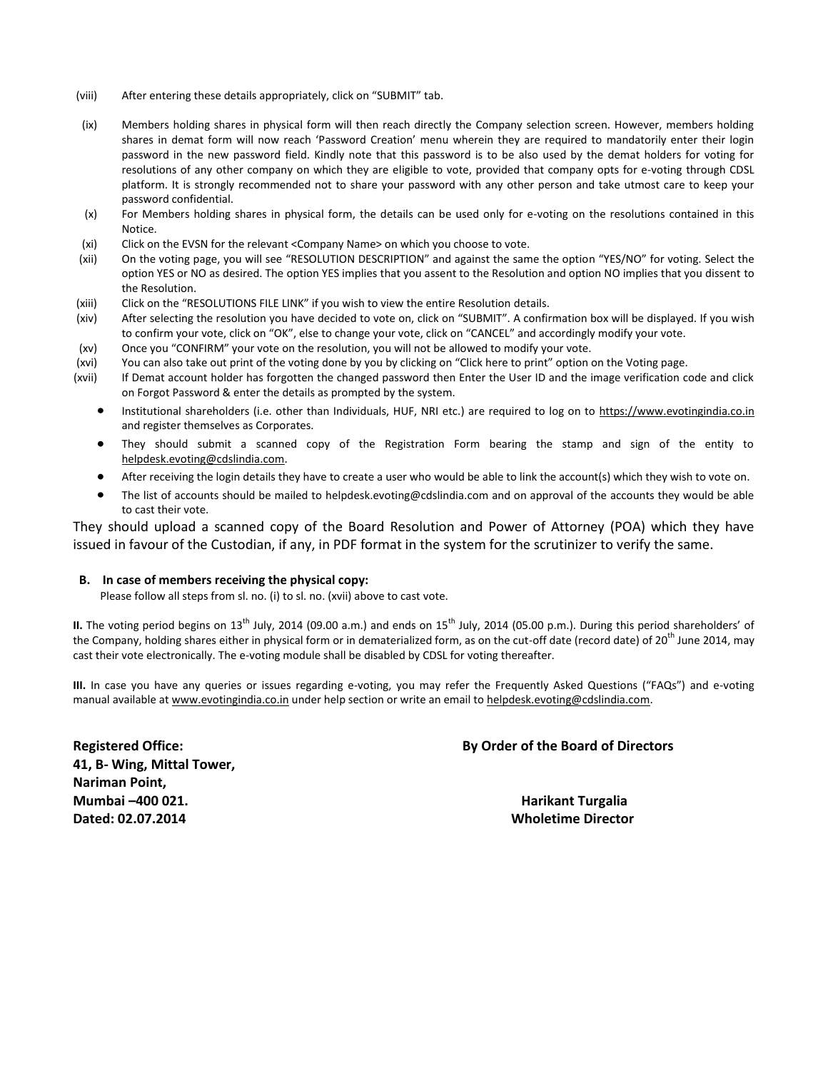(viii) After entering these details appropriately, click on "SUBMIT" tab.

(ix) Members holding shares in physical form will then reach directly the Company selection screen. However, members holding shares in demat form will now reach 'Password Creation' menu wherein they are required to mandatorily enter their login password in the new password field. Kindly note that this password is to be also used by the demat holders for voting for resolutions of any other company on which they are eligible to vote, provided that company opts for e-voting through CDSL platform. It is strongly recommended not to share your password with any other person and take utmost care to keep your password confidential.

(x) For Members holding shares in physical form, the details can be used only for e-voting on the resolutions contained in this Notice.

(xi) Click on the EVSN for the relevant <Company Name> on which you choose to vote.

(xii) On the voting page, you will see "RESOLUTION DESCRIPTION" and against the same the option "YES/NO" for voting. Select the option YES or NO as desired. The option YES implies that you assent to the Resolution and option NO implies that you dissent to the Resolution.

(xiii) Click on the "RESOLUTIONS FILE LINK" if you wish to view the entire Resolution details.

(xiv) After selecting the resolution you have decided to vote on, click on "SUBMIT". A confirmation box will be displayed. If you wish to confirm your vote, click on "OK", else to change your vote, click on "CANCEL" and accordingly modify your vote.

(xv) Once you "CONFIRM" your vote on the resolution, you will not be allowed to modify your vote.

(xvi) You can also take out print of the voting done by you by clicking on "Click here to print" option on the Voting page.

(xvii) If Demat account holder has forgotten the changed password then Enter the User ID and the image verification code and click on Forgot Password & enter the details as prompted by the system.

- Institutional shareholders (i.e. other than Individuals, HUF, NRI etc.) are required to log on to https://www.evotingindia.co.in and register themselves as Corporates.
- They should submit a scanned copy of the Registration Form bearing the stamp and sign of the entity to helpdesk.evoting@cdslindia.com.
- After receiving the login details they have to create a user who would be able to link the account(s) which they wish to vote on.
- The list of accounts should be mailed to helpdesk.evoting@cdslindia.com and on approval of the accounts they would be able to cast their vote.

They should upload a scanned copy of the Board Resolution and Power of Attorney (POA) which they have issued in favour of the Custodian, if any, in PDF format in the system for the scrutinizer to verify the same.

**B. In case of members receiving the physical copy:**

Please follow all steps from sl. no. (i) to sl. no. (xvii) above to cast vote.

**II.** The voting period begins on 13th July, 2014 (09.00 a.m.) and ends on 15th July, 2014 (05.00 p.m.). During this period shareholders' of the Company, holding shares either in physical form or in dematerialized form, as on the cut-off date (record date) of 20th June 2014, may cast their vote electronically. The e-voting module shall be disabled by CDSL for voting thereafter.

**III.** In case you have any queries or issues regarding e-voting, you may refer the Frequently Asked Questions ("FAQs") and e-voting manual available at www.evotingindia.co.in under help section or write an email to helpdesk.evoting@cdslindia.com.

**Registered Office:**
**41, B- Wing, Mittal Tower,**
**Nariman Point,**
**Mumbai –400 021.**
**Dated: 02.07.2014**

**By Order of the Board of Directors**

**Harikant Turgalia**
**Wholetime Director**